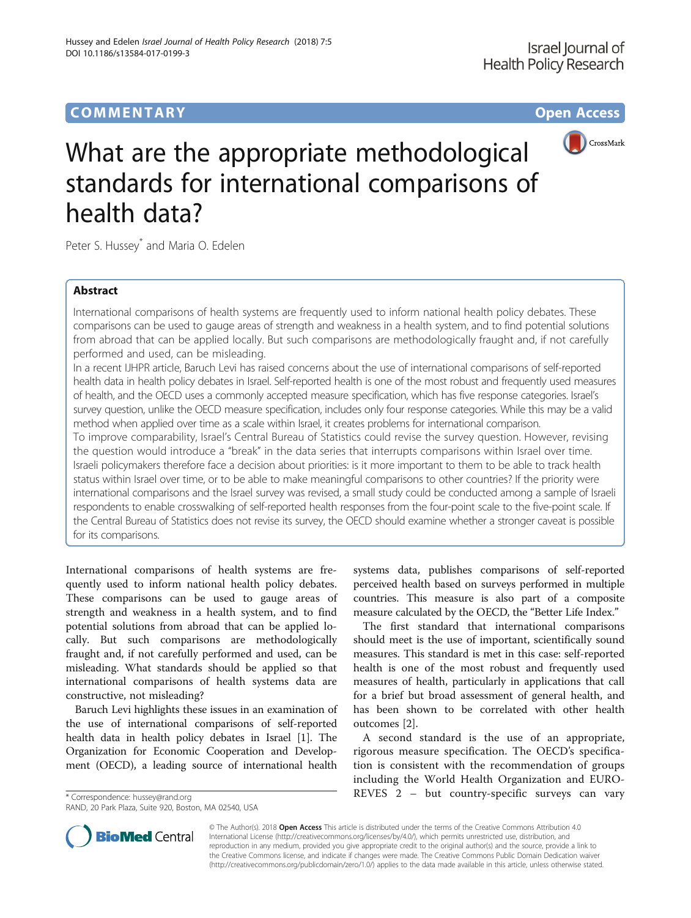COMMENTARY Open Access

# What are the appropriate methodological standards for international comparisons of health data?

Peter S. Hussey* and Maria O. Edelen

## Abstract

International comparisons of health systems are frequently used to inform national health policy debates. These comparisons can be used to gauge areas of strength and weakness in a health system, and to find potential solutions from abroad that can be applied locally. But such comparisons are methodologically fraught and, if not carefully performed and used, can be misleading.

In a recent IJHPR article, Baruch Levi has raised concerns about the use of international comparisons of self-reported health data in health policy debates in Israel. Self-reported health is one of the most robust and frequently used measures of health, and the OECD uses a commonly accepted measure specification, which has five response categories. Israel's survey question, unlike the OECD measure specification, includes only four response categories. While this may be a valid method when applied over time as a scale within Israel, it creates problems for international comparison.

To improve comparability, Israel's Central Bureau of Statistics could revise the survey question. However, revising the question would introduce a "break" in the data series that interrupts comparisons within Israel over time. Israeli policymakers therefore face a decision about priorities: is it more important to them to be able to track health status within Israel over time, or to be able to make meaningful comparisons to other countries? If the priority were international comparisons and the Israel survey was revised, a small study could be conducted among a sample of Israeli respondents to enable crosswalking of self-reported health responses from the four-point scale to the five-point scale. If the Central Bureau of Statistics does not revise its survey, the OECD should examine whether a stronger caveat is possible for its comparisons.

International comparisons of health systems are frequently used to inform national health policy debates. These comparisons can be used to gauge areas of strength and weakness in a health system, and to find potential solutions from abroad that can be applied locally. But such comparisons are methodologically fraught and, if not carefully performed and used, can be misleading. What standards should be applied so that international comparisons of health systems data are constructive, not misleading?

Baruch Levi highlights these issues in an examination of the use of international comparisons of self-reported health data in health policy debates in Israel [1]. The Organization for Economic Cooperation and Development (OECD), a leading source of international health systems data, publishes comparisons of self-reported perceived health based on surveys performed in multiple countries. This measure is also part of a composite measure calculated by the OECD, the "Better Life Index."

The first standard that international comparisons should meet is the use of important, scientifically sound measures. This standard is met in this case: self-reported health is one of the most robust and frequently used measures of health, particularly in applications that call for a brief but broad assessment of general health, and has been shown to be correlated with other health outcomes [2].

A second standard is the use of an appropriate, rigorous measure specification. The OECD's specification is consistent with the recommendation of groups including the World Health Organization and EURO-REVES 2 – but country-specific surveys can vary

\* Correspondence: hussey@rand.org
RAND, 20 Park Plaza, Suite 920, Boston, MA 02540, USA

© The Author(s). 2018 **Open Access** This article is distributed under the terms of the Creative Commons Attribution 4.0 International License (http://creativecommons.org/licenses/by/4.0/), which permits unrestricted use, distribution, and reproduction in any medium, provided you give appropriate credit to the original author(s) and the source, provide a link to the Creative Commons license, and indicate if changes were made. The Creative Commons Public Domain Dedication waiver (http://creativecommons.org/publicdomain/zero/1.0/) applies to the data made available in this article, unless otherwise stated.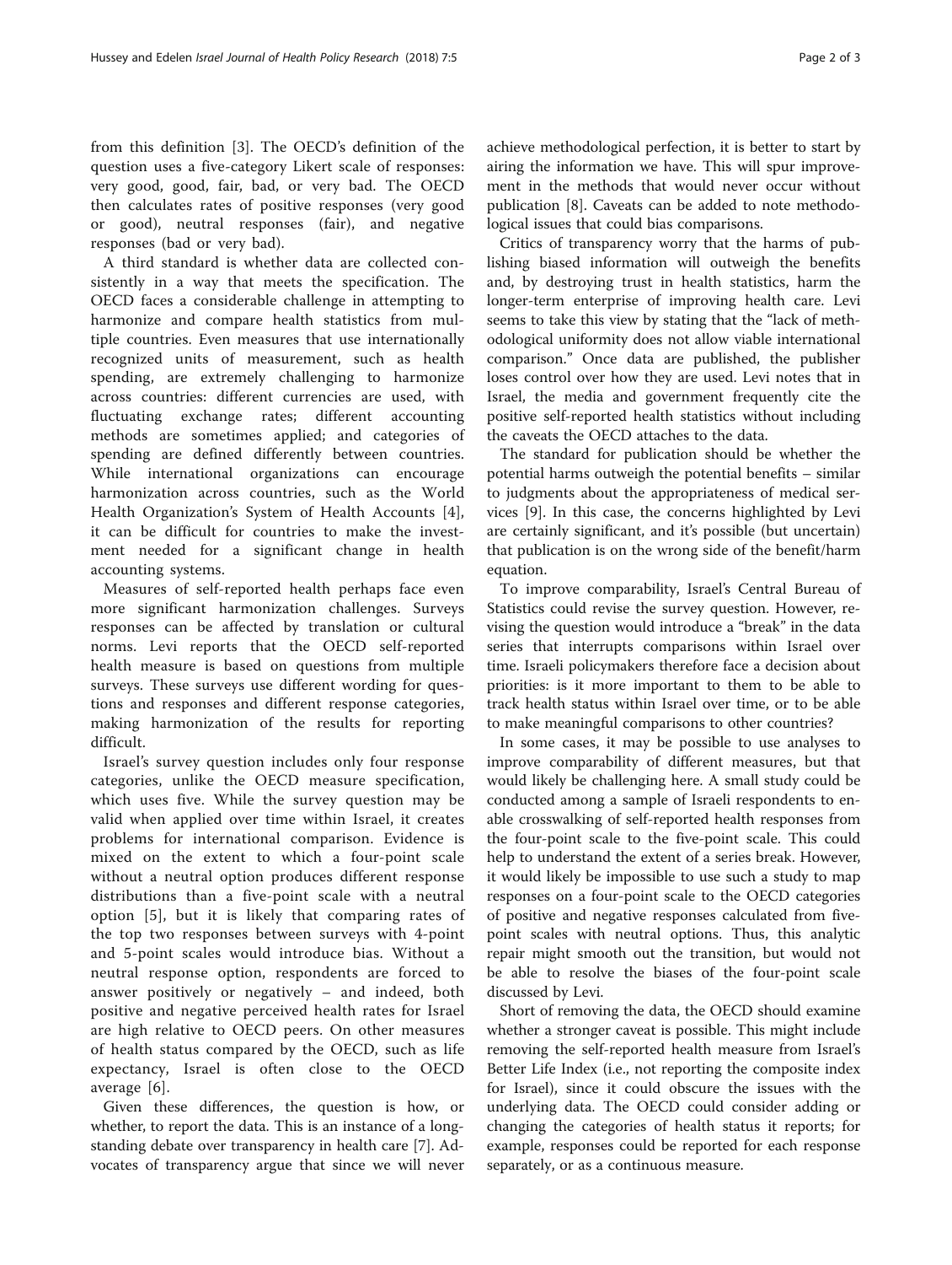from this definition [3]. The OECD's definition of the question uses a five-category Likert scale of responses: very good, good, fair, bad, or very bad. The OECD then calculates rates of positive responses (very good or good), neutral responses (fair), and negative responses (bad or very bad).

A third standard is whether data are collected consistently in a way that meets the specification. The OECD faces a considerable challenge in attempting to harmonize and compare health statistics from multiple countries. Even measures that use internationally recognized units of measurement, such as health spending, are extremely challenging to harmonize across countries: different currencies are used, with fluctuating exchange rates; different accounting methods are sometimes applied; and categories of spending are defined differently between countries. While international organizations can encourage harmonization across countries, such as the World Health Organization's System of Health Accounts [4], it can be difficult for countries to make the investment needed for a significant change in health accounting systems.

Measures of self-reported health perhaps face even more significant harmonization challenges. Surveys responses can be affected by translation or cultural norms. Levi reports that the OECD self-reported health measure is based on questions from multiple surveys. These surveys use different wording for questions and responses and different response categories, making harmonization of the results for reporting difficult.

Israel's survey question includes only four response categories, unlike the OECD measure specification, which uses five. While the survey question may be valid when applied over time within Israel, it creates problems for international comparison. Evidence is mixed on the extent to which a four-point scale without a neutral option produces different response distributions than a five-point scale with a neutral option [5], but it is likely that comparing rates of the top two responses between surveys with 4-point and 5-point scales would introduce bias. Without a neutral response option, respondents are forced to answer positively or negatively – and indeed, both positive and negative perceived health rates for Israel are high relative to OECD peers. On other measures of health status compared by the OECD, such as life expectancy, Israel is often close to the OECD average [6].

Given these differences, the question is how, or whether, to report the data. This is an instance of a longstanding debate over transparency in health care [7]. Advocates of transparency argue that since we will never achieve methodological perfection, it is better to start by airing the information we have. This will spur improvement in the methods that would never occur without publication [8]. Caveats can be added to note methodological issues that could bias comparisons.

Critics of transparency worry that the harms of publishing biased information will outweigh the benefits and, by destroying trust in health statistics, harm the longer-term enterprise of improving health care. Levi seems to take this view by stating that the "lack of methodological uniformity does not allow viable international comparison." Once data are published, the publisher loses control over how they are used. Levi notes that in Israel, the media and government frequently cite the positive self-reported health statistics without including the caveats the OECD attaches to the data.

The standard for publication should be whether the potential harms outweigh the potential benefits – similar to judgments about the appropriateness of medical services [9]. In this case, the concerns highlighted by Levi are certainly significant, and it's possible (but uncertain) that publication is on the wrong side of the benefit/harm equation.

To improve comparability, Israel's Central Bureau of Statistics could revise the survey question. However, revising the question would introduce a "break" in the data series that interrupts comparisons within Israel over time. Israeli policymakers therefore face a decision about priorities: is it more important to them to be able to track health status within Israel over time, or to be able to make meaningful comparisons to other countries?

In some cases, it may be possible to use analyses to improve comparability of different measures, but that would likely be challenging here. A small study could be conducted among a sample of Israeli respondents to enable crosswalking of self-reported health responses from the four-point scale to the five-point scale. This could help to understand the extent of a series break. However, it would likely be impossible to use such a study to map responses on a four-point scale to the OECD categories of positive and negative responses calculated from five-point scales with neutral options. Thus, this analytic repair might smooth out the transition, but would not be able to resolve the biases of the four-point scale discussed by Levi.

Short of removing the data, the OECD should examine whether a stronger caveat is possible. This might include removing the self-reported health measure from Israel's Better Life Index (i.e., not reporting the composite index for Israel), since it could obscure the issues with the underlying data. The OECD could consider adding or changing the categories of health status it reports; for example, responses could be reported for each response separately, or as a continuous measure.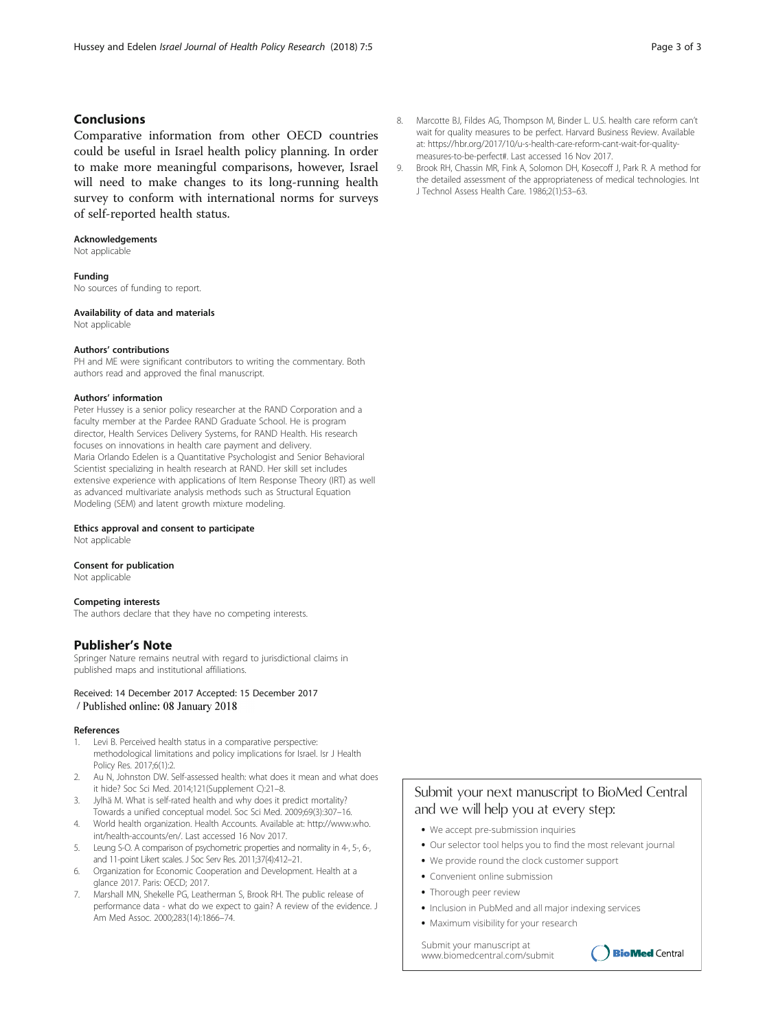## Conclusions

Comparative information from other OECD countries could be useful in Israel health policy planning. In order to make more meaningful comparisons, however, Israel will need to make changes to its long-running health survey to conform with international norms for surveys of self-reported health status.

#### Acknowledgements

Not applicable

#### Funding

No sources of funding to report.

#### Availability of data and materials

Not applicable

#### Authors' contributions

PH and ME were significant contributors to writing the commentary. Both authors read and approved the final manuscript.

#### Authors' information

Peter Hussey is a senior policy researcher at the RAND Corporation and a faculty member at the Pardee RAND Graduate School. He is program director, Health Services Delivery Systems, for RAND Health. His research focuses on innovations in health care payment and delivery.
Maria Orlando Edelen is a Quantitative Psychologist and Senior Behavioral Scientist specializing in health research at RAND. Her skill set includes extensive experience with applications of Item Response Theory (IRT) as well as advanced multivariate analysis methods such as Structural Equation Modeling (SEM) and latent growth mixture modeling.

#### Ethics approval and consent to participate

Not applicable

#### Consent for publication

Not applicable

#### Competing interests

The authors declare that they have no competing interests.

## Publisher's Note

Springer Nature remains neutral with regard to jurisdictional claims in published maps and institutional affiliations.

Received: 14 December 2017 Accepted: 15 December 2017
/ Published online: 08 January 2018

#### References

1. Levi B. Perceived health status in a comparative perspective: methodological limitations and policy implications for Israel. Isr J Health Policy Res. 2017;6(1):2.
2. Au N, Johnston DW. Self-assessed health: what does it mean and what does it hide? Soc Sci Med. 2014;121(Supplement C):21–8.
3. Jylhä M. What is self-rated health and why does it predict mortality? Towards a unified conceptual model. Soc Sci Med. 2009;69(3):307–16.
4. World health organization. Health Accounts. Available at: http://www.who.int/health-accounts/en/. Last accessed 16 Nov 2017.
5. Leung S-O. A comparison of psychometric properties and normality in 4-, 5-, 6-, and 11-point Likert scales. J Soc Serv Res. 2011;37(4):412–21.
6. Organization for Economic Cooperation and Development. Health at a glance 2017. Paris: OECD; 2017.
7. Marshall MN, Shekelle PG, Leatherman S, Brook RH. The public release of performance data - what do we expect to gain? A review of the evidence. J Am Med Assoc. 2000;283(14):1866–74.
8. Marcotte BJ, Fildes AG, Thompson M, Binder L. U.S. health care reform can't wait for quality measures to be perfect. Harvard Business Review. Available at: https://hbr.org/2017/10/u-s-health-care-reform-cant-wait-for-quality-measures-to-be-perfect#. Last accessed 16 Nov 2017.
9. Brook RH, Chassin MR, Fink A, Solomon DH, Kosecoff J, Park R. A method for the detailed assessment of the appropriateness of medical technologies. Int J Technol Assess Health Care. 1986;2(1):53–63.

Submit your next manuscript to BioMed Central and we will help you at every step:

- We accept pre-submission inquiries
- Our selector tool helps you to find the most relevant journal
- We provide round the clock customer support
- Convenient online submission
- Thorough peer review
- Inclusion in PubMed and all major indexing services
- Maximum visibility for your research

Submit your manuscript at
www.biomedcentral.com/submit

BioMed Central